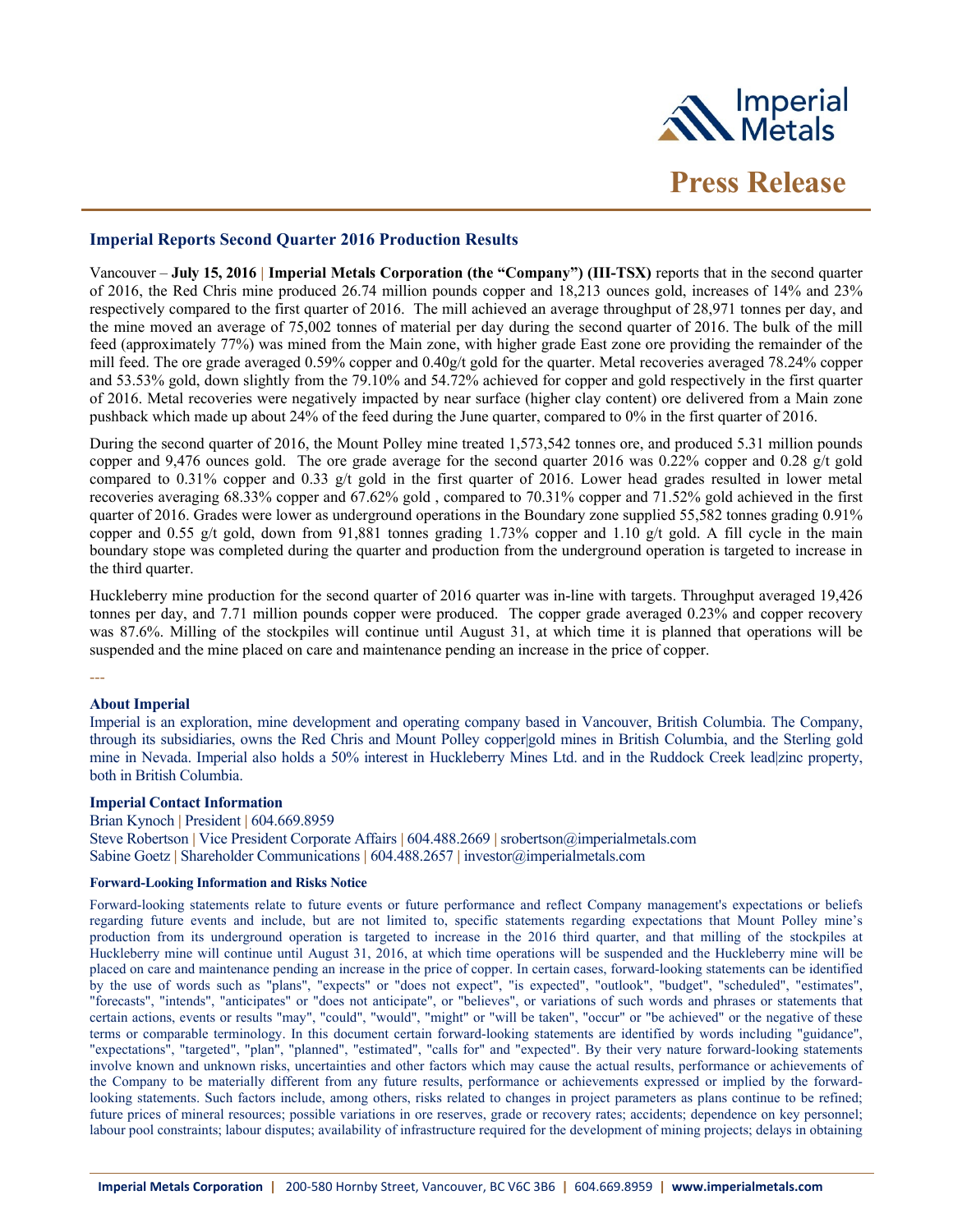Imperial Metals

# Press Release

## Imperial Reports Second Quarter 2016 Production Results

Vancouver – **July 15, 2016** | **Imperial Metals Corporation (the "Company") (III-TSX)** reports that in the second quarter of 2016, the Red Chris mine produced 26.74 million pounds copper and 18,213 ounces gold, increases of 14% and 23% respectively compared to the first quarter of 2016. The mill achieved an average throughput of 28,971 tonnes per day, and the mine moved an average of 75,002 tonnes of material per day during the second quarter of 2016. The bulk of the mill feed (approximately 77%) was mined from the Main zone, with higher grade East zone ore providing the remainder of the mill feed. The ore grade averaged 0.59% copper and 0.40g/t gold for the quarter. Metal recoveries averaged 78.24% copper and 53.53% gold, down slightly from the 79.10% and 54.72% achieved for copper and gold respectively in the first quarter of 2016. Metal recoveries were negatively impacted by near surface (higher clay content) ore delivered from a Main zone pushback which made up about 24% of the feed during the June quarter, compared to 0% in the first quarter of 2016.

During the second quarter of 2016, the Mount Polley mine treated 1,573,542 tonnes ore, and produced 5.31 million pounds copper and 9,476 ounces gold. The ore grade average for the second quarter 2016 was 0.22% copper and 0.28 g/t gold compared to 0.31% copper and 0.33 g/t gold in the first quarter of 2016. Lower head grades resulted in lower metal recoveries averaging 68.33% copper and 67.62% gold , compared to 70.31% copper and 71.52% gold achieved in the first quarter of 2016. Grades were lower as underground operations in the Boundary zone supplied 55,582 tonnes grading 0.91% copper and 0.55 g/t gold, down from 91,881 tonnes grading 1.73% copper and 1.10 g/t gold. A fill cycle in the main boundary stope was completed during the quarter and production from the underground operation is targeted to increase in the third quarter.

Huckleberry mine production for the second quarter of 2016 quarter was in-line with targets. Throughput averaged 19,426 tonnes per day, and 7.71 million pounds copper were produced. The copper grade averaged 0.23% and copper recovery was 87.6%. Milling of the stockpiles will continue until August 31, at which time it is planned that operations will be suspended and the mine placed on care and maintenance pending an increase in the price of copper.

---

### About Imperial

Imperial is an exploration, mine development and operating company based in Vancouver, British Columbia. The Company, through its subsidiaries, owns the Red Chris and Mount Polley copper|gold mines in British Columbia, and the Sterling gold mine in Nevada. Imperial also holds a 50% interest in Huckleberry Mines Ltd. and in the Ruddock Creek lead|zinc property, both in British Columbia.

### Imperial Contact Information

Brian Kynoch | President | 604.669.8959
Steve Robertson | Vice President Corporate Affairs | 604.488.2669 | srobertson@imperialmetals.com
Sabine Goetz | Shareholder Communications | 604.488.2657 | investor@imperialmetals.com

#### Forward-Looking Information and Risks Notice

Forward-looking statements relate to future events or future performance and reflect Company management's expectations or beliefs regarding future events and include, but are not limited to, specific statements regarding expectations that Mount Polley mine's production from its underground operation is targeted to increase in the 2016 third quarter, and that milling of the stockpiles at Huckleberry mine will continue until August 31, 2016, at which time operations will be suspended and the Huckleberry mine will be placed on care and maintenance pending an increase in the price of copper. In certain cases, forward-looking statements can be identified by the use of words such as "plans", "expects" or "does not expect", "is expected", "outlook", "budget", "scheduled", "estimates", "forecasts", "intends", "anticipates" or "does not anticipate", or "believes", or variations of such words and phrases or statements that certain actions, events or results "may", "could", "would", "might" or "will be taken", "occur" or "be achieved" or the negative of these terms or comparable terminology. In this document certain forward-looking statements are identified by words including "guidance", "expectations", "targeted", "plan", "planned", "estimated", "calls for" and "expected". By their very nature forward-looking statements involve known and unknown risks, uncertainties and other factors which may cause the actual results, performance or achievements of the Company to be materially different from any future results, performance or achievements expressed or implied by the forward-looking statements. Such factors include, among others, risks related to changes in project parameters as plans continue to be refined; future prices of mineral resources; possible variations in ore reserves, grade or recovery rates; accidents; dependence on key personnel; labour pool constraints; labour disputes; availability of infrastructure required for the development of mining projects; delays in obtaining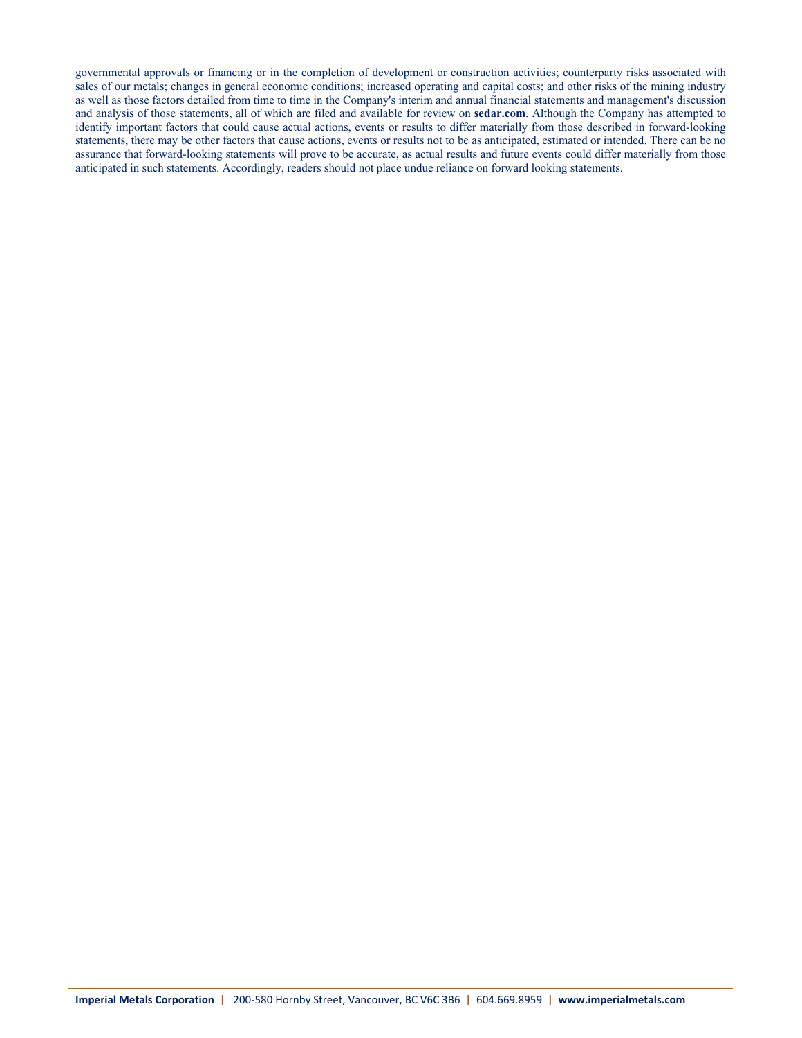governmental approvals or financing or in the completion of development or construction activities; counterparty risks associated with sales of our metals; changes in general economic conditions; increased operating and capital costs; and other risks of the mining industry as well as those factors detailed from time to time in the Company's interim and annual financial statements and management's discussion and analysis of those statements, all of which are filed and available for review on **sedar.com**. Although the Company has attempted to identify important factors that could cause actual actions, events or results to differ materially from those described in forward-looking statements, there may be other factors that cause actions, events or results not to be as anticipated, estimated or intended. There can be no assurance that forward-looking statements will prove to be accurate, as actual results and future events could differ materially from those anticipated in such statements. Accordingly, readers should not place undue reliance on forward looking statements.